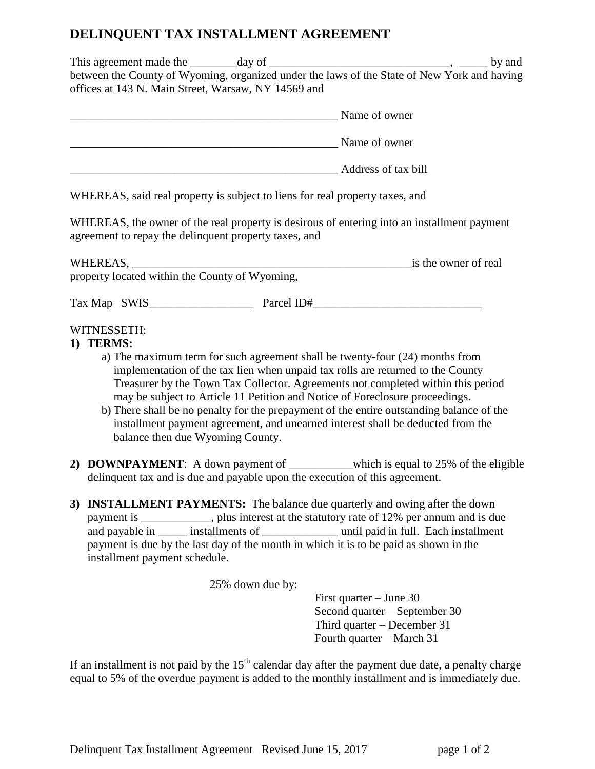# DELINQUENT TAX INSTALLMENT AGREEMENT

This agreement made the ________day of _______________________________, _____ by and between the County of Wyoming, organized under the laws of the State of New York and having offices at 143 N. Main Street, Warsaw, NY 14569 and

_______________________________________________ Name of owner

_______________________________________________ Name of owner

_______________________________________________ Address of tax bill

WHEREAS, said real property is subject to liens for real property taxes, and

WHEREAS, the owner of the real property is desirous of entering into an installment payment agreement to repay the delinquent property taxes, and

WHEREAS, __________________________________________________is the owner of real property located within the County of Wyoming,

Tax Map SWIS__________________ Parcel ID#_____________________________

WITNESSETH:

1) **TERMS:**
   a) The <u>maximum</u> term for such agreement shall be twenty-four (24) months from implementation of the tax lien when unpaid tax rolls are returned to the County Treasurer by the Town Tax Collector. Agreements not completed within this period may be subject to Article 11 Petition and Notice of Foreclosure proceedings.
   b) There shall be no penalty for the prepayment of the entire outstanding balance of the installment payment agreement, and unearned interest shall be deducted from the balance then due Wyoming County.

2) **DOWNPAYMENT**: A down payment of ___________which is equal to 25% of the eligible delinquent tax and is due and payable upon the execution of this agreement.

3) **INSTALLMENT PAYMENTS:** The balance due quarterly and owing after the down payment is ____________, plus interest at the statutory rate of 12% per annum and is due and payable in _____ installments of _____________ until paid in full. Each installment payment is due by the last day of the month in which it is to be paid as shown in the installment payment schedule.

25% down due by:

First quarter – June 30
Second quarter – September 30
Third quarter – December 31
Fourth quarter – March 31

If an installment is not paid by the 15th calendar day after the payment due date, a penalty charge equal to 5% of the overdue payment is added to the monthly installment and is immediately due.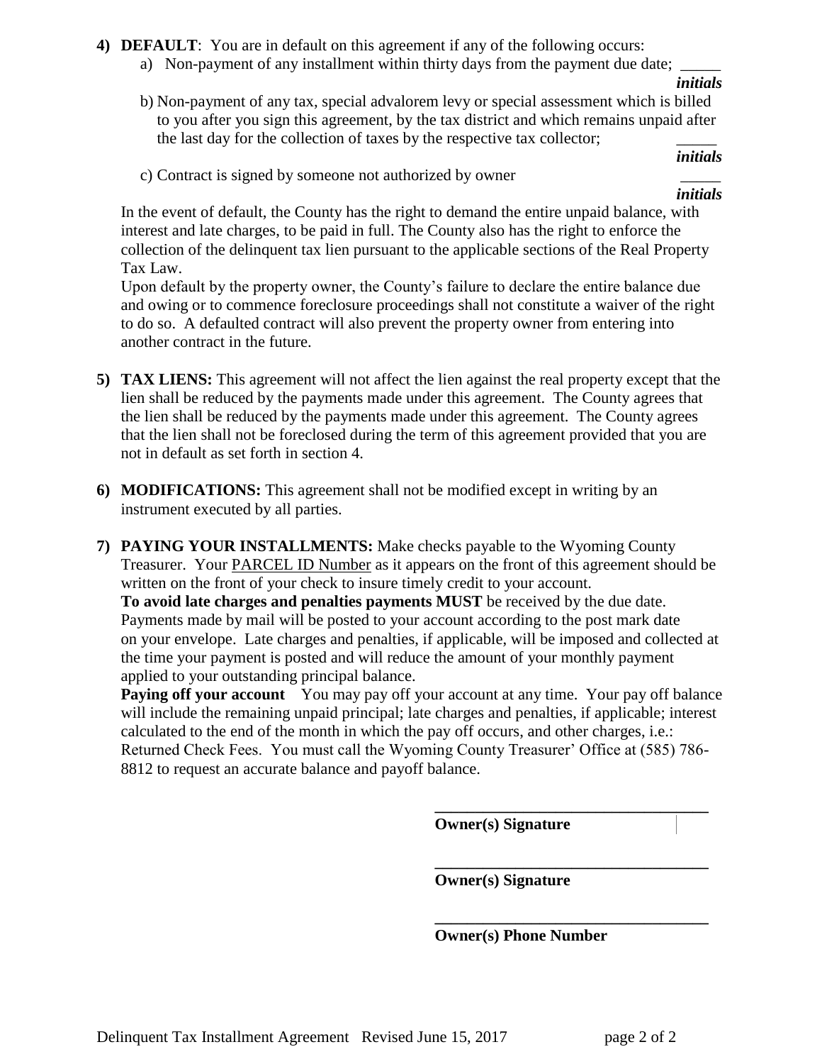4) **DEFAULT**: You are in default on this agreement if any of the following occurs:

   a) Non-payment of any installment within thirty days from the payment due date; _____ ***initials***

   b) Non-payment of any tax, special advalorem levy or special assessment which is billed to you after you sign this agreement, by the tax district and which remains unpaid after the last day for the collection of taxes by the respective tax collector; _____ ***initials***

   c) Contract is signed by someone not authorized by owner _____ ***initials***

   In the event of default, the County has the right to demand the entire unpaid balance, with interest and late charges, to be paid in full. The County also has the right to enforce the collection of the delinquent tax lien pursuant to the applicable sections of the Real Property Tax Law.

   Upon default by the property owner, the County's failure to declare the entire balance due and owing or to commence foreclosure proceedings shall not constitute a waiver of the right to do so. A defaulted contract will also prevent the property owner from entering into another contract in the future.

5) **TAX LIENS:** This agreement will not affect the lien against the real property except that the lien shall be reduced by the payments made under this agreement. The County agrees that the lien shall be reduced by the payments made under this agreement. The County agrees that the lien shall not be foreclosed during the term of this agreement provided that you are not in default as set forth in section 4.

6) **MODIFICATIONS:** This agreement shall not be modified except in writing by an instrument executed by all parties.

7) **PAYING YOUR INSTALLMENTS:** Make checks payable to the Wyoming County Treasurer. Your PARCEL ID Number as it appears on the front of this agreement should be written on the front of your check to insure timely credit to your account.

   **To avoid late charges and penalties payments MUST** be received by the due date. Payments made by mail will be posted to your account according to the post mark date on your envelope. Late charges and penalties, if applicable, will be imposed and collected at the time your payment is posted and will reduce the amount of your monthly payment applied to your outstanding principal balance.

   **Paying off your account** You may pay off your account at any time. Your pay off balance will include the remaining unpaid principal; late charges and penalties, if applicable; interest calculated to the end of the month in which the pay off occurs, and other charges, i.e.: Returned Check Fees. You must call the Wyoming County Treasurer' Office at (585) 786-8812 to request an accurate balance and payoff balance.

___________________________________
**Owner(s) Signature**

___________________________________
**Owner(s) Signature**

___________________________________
**Owner(s) Phone Number**